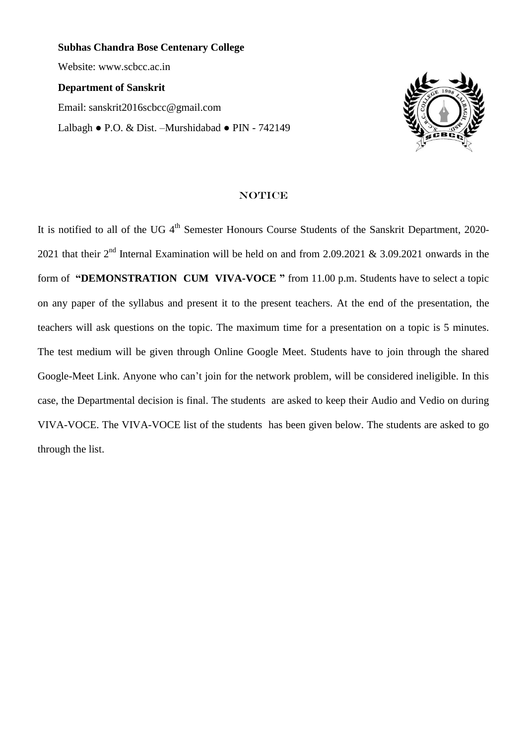**Subhas Chandra Bose Centenary College**

Website: www.scbcc.ac.in

**Department of Sanskrit**

Email: sanskrit2016scbcc@gmail.com

Lalbagh ● P.O. & Dist. –Murshidabad ● PIN - 742149

## NOTICE

It is notified to all of the UG 4th Semester Honours Course Students of the Sanskrit Department, 2020-2021 that their 2nd Internal Examination will be held on and from 2.09.2021 & 3.09.2021 onwards in the form of **"DEMONSTRATION CUM VIVA-VOCE "** from 11.00 p.m. Students have to select a topic on any paper of the syllabus and present it to the present teachers. At the end of the presentation, the teachers will ask questions on the topic. The maximum time for a presentation on a topic is 5 minutes. The test medium will be given through Online Google Meet. Students have to join through the shared Google-Meet Link. Anyone who can't join for the network problem, will be considered ineligible. In this case, the Departmental decision is final. The students are asked to keep their Audio and Vedio on during VIVA-VOCE. The VIVA-VOCE list of the students has been given below. The students are asked to go through the list.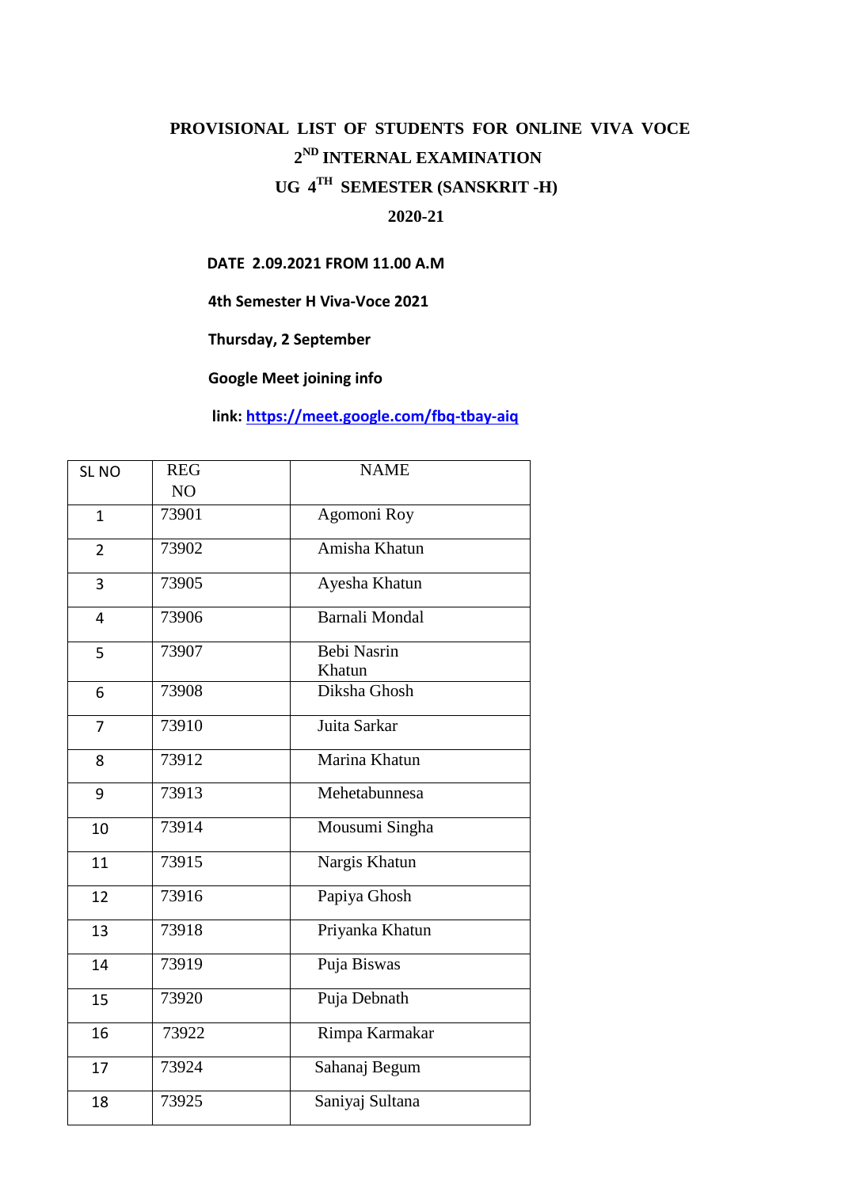# PROVISIONAL LIST OF STUDENTS FOR ONLINE VIVA VOCE

## 2ND INTERNAL EXAMINATION

## UG 4TH SEMESTER (SANSKRIT -H)

## 2020-21

**DATE 2.09.2021 FROM 11.00 A.M**

**4th Semester H Viva-Voce 2021**

**Thursday, 2 September**

**Google Meet joining info**

**link: https://meet.google.com/fbq-tbay-aiq**

| SL NO | REG NO | NAME |
|---|---|---|
| 1 | 73901 | Agomoni Roy |
| 2 | 73902 | Amisha Khatun |
| 3 | 73905 | Ayesha Khatun |
| 4 | 73906 | Barnali Mondal |
| 5 | 73907 | Bebi Nasrin Khatun |
| 6 | 73908 | Diksha Ghosh |
| 7 | 73910 | Juita Sarkar |
| 8 | 73912 | Marina Khatun |
| 9 | 73913 | Mehetabunnesa |
| 10 | 73914 | Mousumi Singha |
| 11 | 73915 | Nargis Khatun |
| 12 | 73916 | Papiya Ghosh |
| 13 | 73918 | Priyanka Khatun |
| 14 | 73919 | Puja Biswas |
| 15 | 73920 | Puja Debnath |
| 16 | 73922 | Rimpa Karmakar |
| 17 | 73924 | Sahanaj Begum |
| 18 | 73925 | Saniyaj Sultana |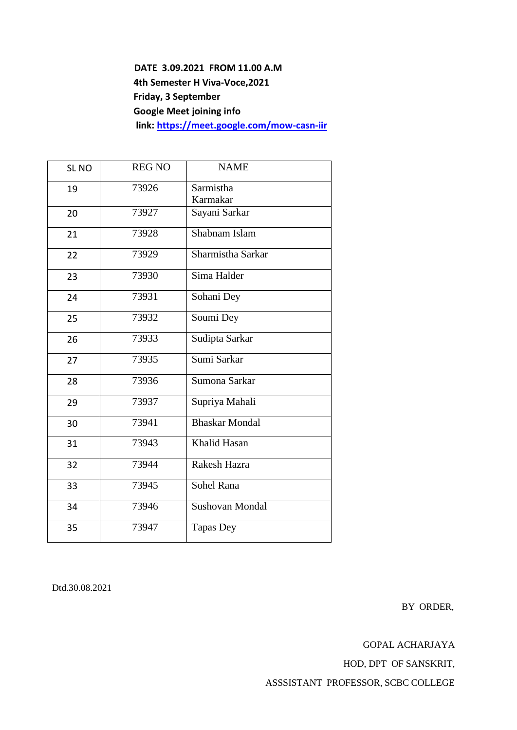**DATE 3.09.2021 FROM 11.00 A.M**

**4th Semester H Viva-Voce,2021**

**Friday, 3 September**

**Google Meet joining info**

**link: https://meet.google.com/mow-casn-iir**

| SL NO | REG NO | NAME |
|---|---|---|
| 19 | 73926 | Sarmistha Karmakar |
| 20 | 73927 | Sayani Sarkar |
| 21 | 73928 | Shabnam Islam |
| 22 | 73929 | Sharmistha Sarkar |
| 23 | 73930 | Sima Halder |
| 24 | 73931 | Sohani Dey |
| 25 | 73932 | Soumi Dey |
| 26 | 73933 | Sudipta Sarkar |
| 27 | 73935 | Sumi Sarkar |
| 28 | 73936 | Sumona Sarkar |
| 29 | 73937 | Supriya Mahali |
| 30 | 73941 | Bhaskar Mondal |
| 31 | 73943 | Khalid Hasan |
| 32 | 73944 | Rakesh Hazra |
| 33 | 73945 | Sohel Rana |
| 34 | 73946 | Sushovan Mondal |
| 35 | 73947 | Tapas Dey |

Dtd.30.08.2021

BY ORDER,

GOPAL ACHARJAYA

HOD, DPT OF SANSKRIT,

ASSSISTANT PROFESSOR, SCBC COLLEGE